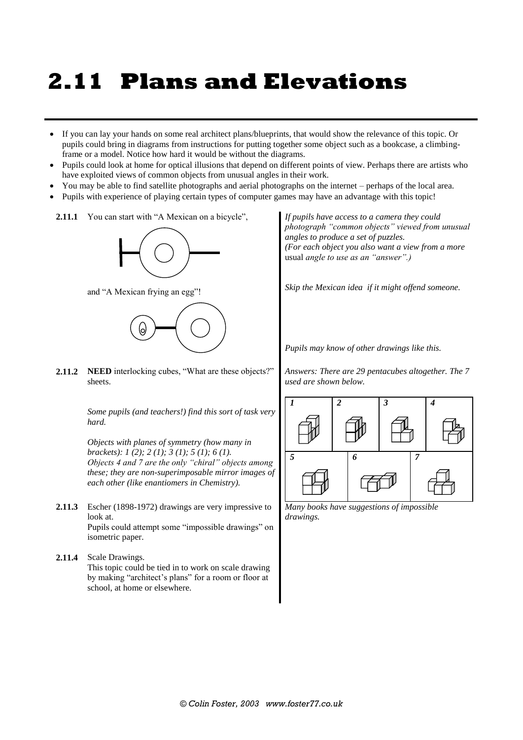# 2.11 Plans and Elevations

- If you can lay your hands on some real architect plans/blueprints, that would show the relevance of this topic. Or pupils could bring in diagrams from instructions for putting together some object such as a bookcase, a climbing-frame or a model. Notice how hard it would be without the diagrams.
- Pupils could look at home for optical illusions that depend on different points of view. Perhaps there are artists who have exploited views of common objects from unusual angles in their work.
- You may be able to find satellite photographs and aerial photographs on the internet – perhaps of the local area.
- Pupils with experience of playing certain types of computer games may have an advantage with this topic!

**2.11.1** You can start with "A Mexican on a bicycle",

and "A Mexican frying an egg"!

*If pupils have access to a camera they could photograph "common objects" viewed from unusual angles to produce a set of puzzles.*
*(For each object you also want a view from a more* usual *angle to use as an "answer".)*

*Skip the Mexican idea if it might offend someone.*

*Pupils may know of other drawings like this.*

**2.11.2** **NEED** interlocking cubes, "What are these objects?" sheets.

*Some pupils (and teachers!) find this sort of task very hard.*

*Objects with planes of symmetry (how many in brackets): 1 (2); 2 (1); 3 (1); 5 (1); 6 (1).*
*Objects 4 and 7 are the only "chiral" objects among these; they are non-superimposable mirror images of each other (like enantiomers in Chemistry).*

*Answers: There are 29 pentacubes altogether. The 7 used are shown below.*

| *1* | *2* | *3* | *4* |
|---|---|---|---|
| *5* | *6* | *7* | |

**2.11.3** Escher (1898-1972) drawings are very impressive to look at.
Pupils could attempt some "impossible drawings" on isometric paper.

*Many books have suggestions of impossible drawings.*

**2.11.4** Scale Drawings.
This topic could be tied in to work on scale drawing by making "architect's plans" for a room or floor at school, at home or elsewhere.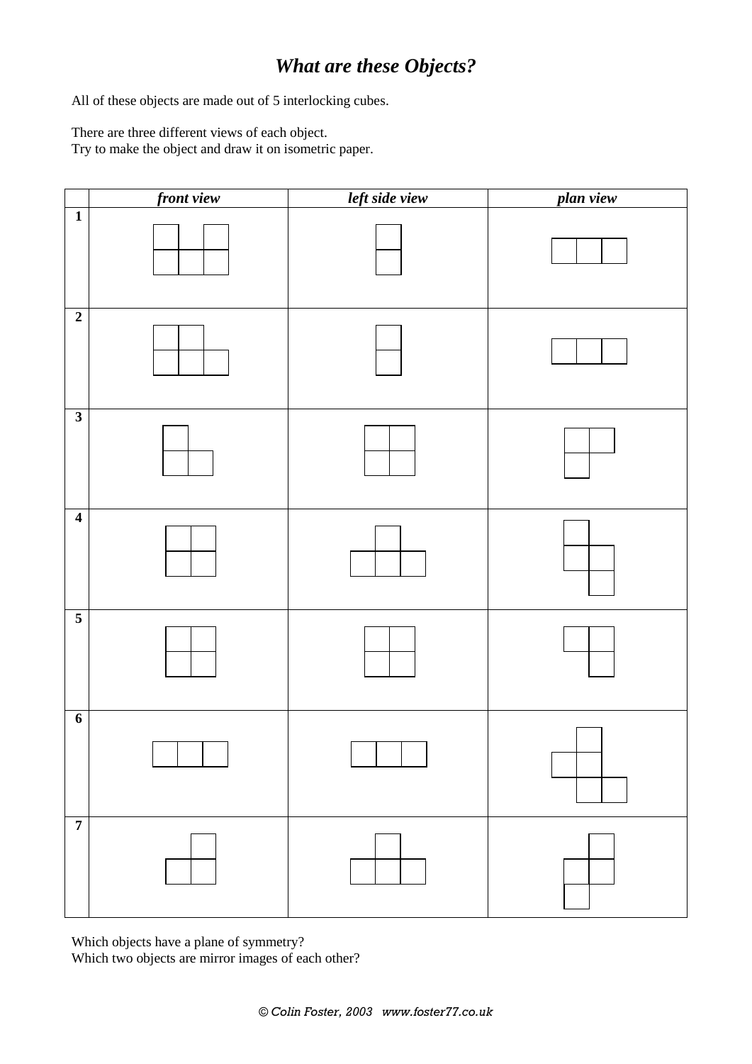# *What are these Objects?*

All of these objects are made out of 5 interlocking cubes.

There are three different views of each object.
Try to make the object and draw it on isometric paper.

| | *front view* | *left side view* | *plan view* |
|---|---|---|---|
| **1** | | | |
| **2** | | | |
| **3** | | | |
| **4** | | | |
| **5** | | | |
| **6** | | | |
| **7** | | | |

Which objects have a plane of symmetry?
Which two objects are mirror images of each other?

© Colin Foster, 2003 www.foster77.co.uk